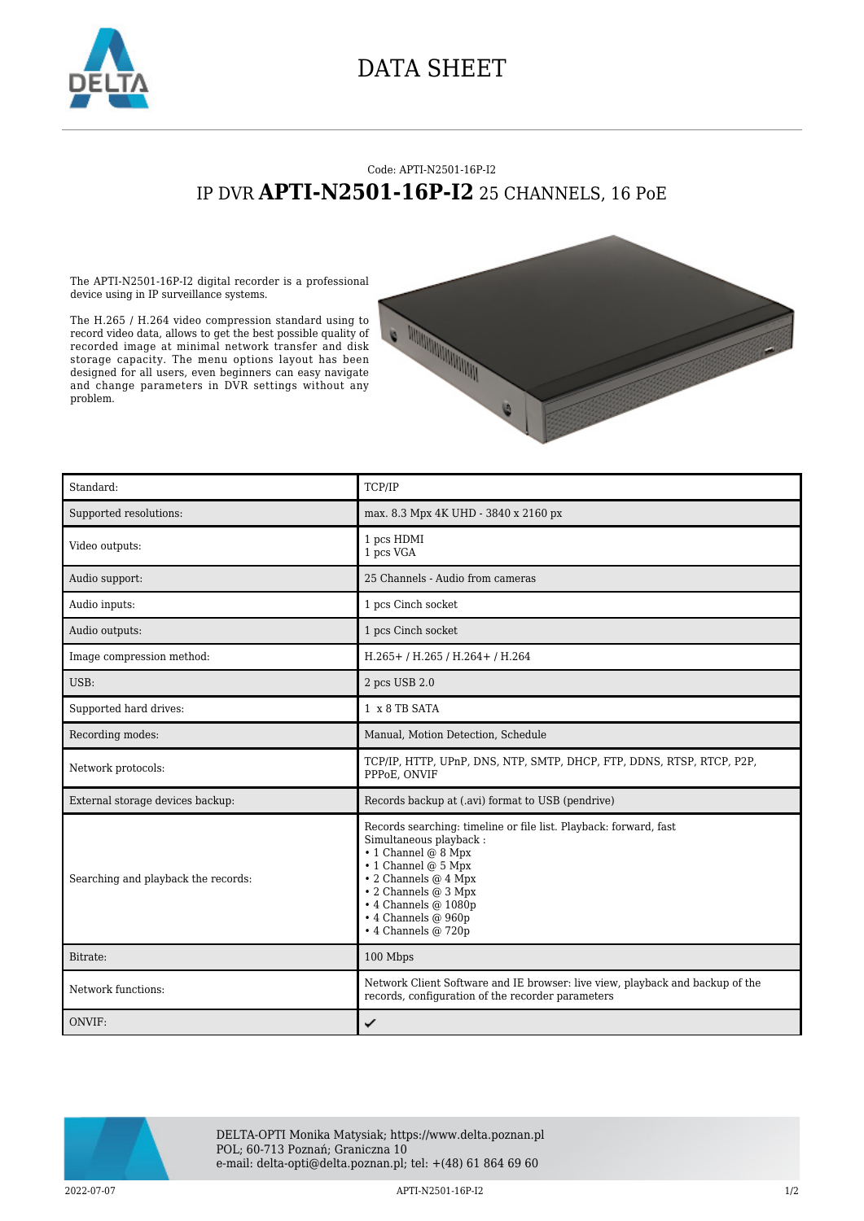# DATA SHEET

Code: APTI-N2501-16P-I2

## IP DVR **APTI-N2501-16P-I2** 25 CHANNELS, 16 PoE

The APTI-N2501-16P-I2 digital recorder is a professional device using in IP surveillance systems.

The H.265 / H.264 video compression standard using to record video data, allows to get the best possible quality of recorded image at minimal network transfer and disk storage capacity. The menu options layout has been designed for all users, even beginners can easy navigate and change parameters in DVR settings without any problem.

| | |
|---|---|
| Standard: | TCP/IP |
| Supported resolutions: | max. 8.3 Mpx 4K UHD - 3840 x 2160 px |
| Video outputs: | 1 pcs HDMI<br>1 pcs VGA |
| Audio support: | 25 Channels - Audio from cameras |
| Audio inputs: | 1 pcs Cinch socket |
| Audio outputs: | 1 pcs Cinch socket |
| Image compression method: | H.265+ / H.265 / H.264+ / H.264 |
| USB: | 2 pcs USB 2.0 |
| Supported hard drives: | 1 x 8 TB SATA |
| Recording modes: | Manual, Motion Detection, Schedule |
| Network protocols: | TCP/IP, HTTP, UPnP, DNS, NTP, SMTP, DHCP, FTP, DDNS, RTSP, RTCP, P2P, PPPoE, ONVIF |
| External storage devices backup: | Records backup at (.avi) format to USB (pendrive) |
| Searching and playback the records: | Records searching: timeline or file list. Playback: forward, fast<br>Simultaneous playback :<br>• 1 Channel @ 8 Mpx<br>• 1 Channel @ 5 Mpx<br>• 2 Channels @ 4 Mpx<br>• 2 Channels @ 3 Mpx<br>• 4 Channels @ 1080p<br>• 4 Channels @ 960p<br>• 4 Channels @ 720p |
| Bitrate: | 100 Mbps |
| Network functions: | Network Client Software and IE browser: live view, playback and backup of the records, configuration of the recorder parameters |
| ONVIF: | ✔ |

DELTA-OPTI Monika Matysiak; https://www.delta.poznan.pl
POL; 60-713 Poznań; Graniczna 10
e-mail: delta-opti@delta.poznan.pl; tel: +(48) 61 864 69 60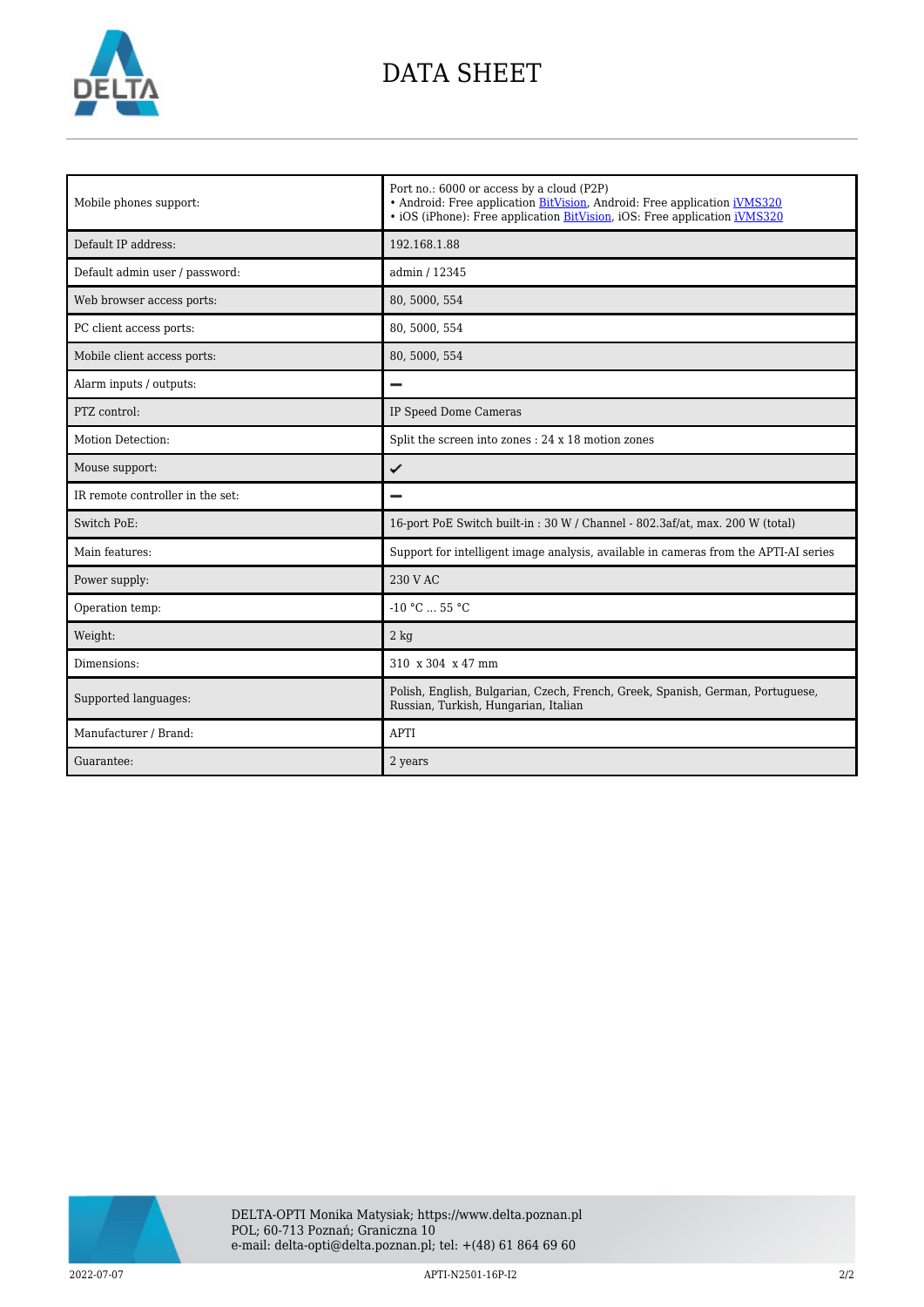# DATA SHEET

| | |
|---|---|
| Mobile phones support: | Port no.: 6000 or access by a cloud (P2P)<br>• Android: Free application BitVision, Android: Free application iVMS320<br>• iOS (iPhone): Free application BitVision, iOS: Free application iVMS320 |
| Default IP address: | 192.168.1.88 |
| Default admin user / password: | admin / 12345 |
| Web browser access ports: | 80, 5000, 554 |
| PC client access ports: | 80, 5000, 554 |
| Mobile client access ports: | 80, 5000, 554 |
| Alarm inputs / outputs: | – |
| PTZ control: | IP Speed Dome Cameras |
| Motion Detection: | Split the screen into zones : 24 x 18 motion zones |
| Mouse support: | ✓ |
| IR remote controller in the set: | – |
| Switch PoE: | 16-port PoE Switch built-in : 30 W / Channel - 802.3af/at, max. 200 W (total) |
| Main features: | Support for intelligent image analysis, available in cameras from the APTI-AI series |
| Power supply: | 230 V AC |
| Operation temp: | -10 °C ... 55 °C |
| Weight: | 2 kg |
| Dimensions: | 310 x 304 x 47 mm |
| Supported languages: | Polish, English, Bulgarian, Czech, French, Greek, Spanish, German, Portuguese, Russian, Turkish, Hungarian, Italian |
| Manufacturer / Brand: | APTI |
| Guarantee: | 2 years |

DELTA-OPTI Monika Matysiak; https://www.delta.poznan.pl
POL; 60-713 Poznań; Graniczna 10
e-mail: delta-opti@delta.poznan.pl; tel: +(48) 61 864 69 60

2022-07-07 APTI-N2501-16P-I2